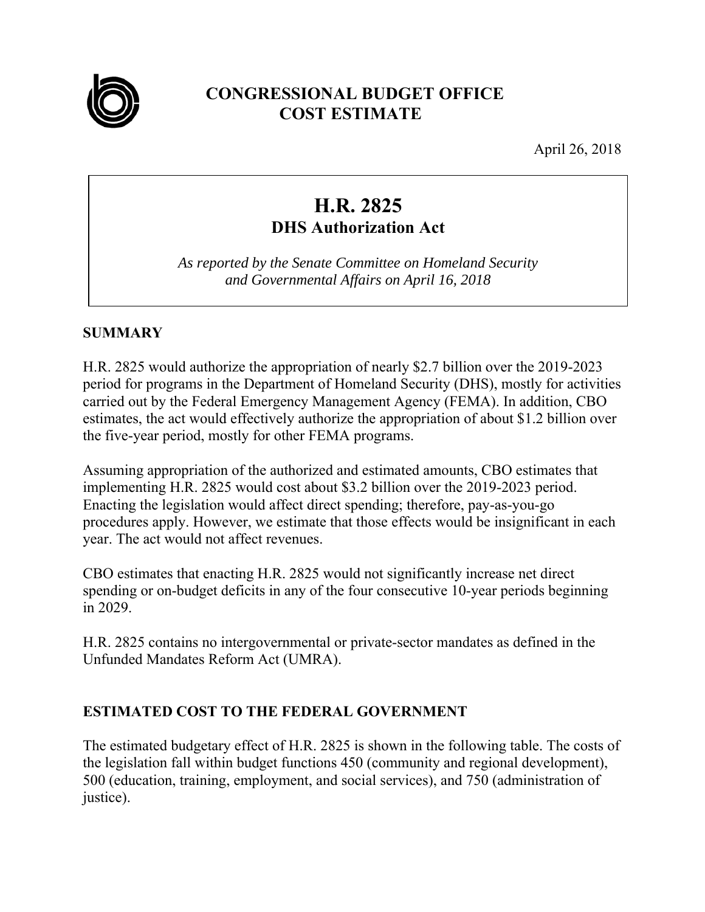# CONGRESSIONAL BUDGET OFFICE
# COST ESTIMATE

April 26, 2018

## H.R. 2825
### DHS Authorization Act

*As reported by the Senate Committee on Homeland Security and Governmental Affairs on April 16, 2018*

## SUMMARY

H.R. 2825 would authorize the appropriation of nearly $2.7 billion over the 2019-2023 period for programs in the Department of Homeland Security (DHS), mostly for activities carried out by the Federal Emergency Management Agency (FEMA). In addition, CBO estimates, the act would effectively authorize the appropriation of about $1.2 billion over the five-year period, mostly for other FEMA programs.

Assuming appropriation of the authorized and estimated amounts, CBO estimates that implementing H.R. 2825 would cost about $3.2 billion over the 2019-2023 period. Enacting the legislation would affect direct spending; therefore, pay-as-you-go procedures apply. However, we estimate that those effects would be insignificant in each year. The act would not affect revenues.

CBO estimates that enacting H.R. 2825 would not significantly increase net direct spending or on-budget deficits in any of the four consecutive 10-year periods beginning in 2029.

H.R. 2825 contains no intergovernmental or private-sector mandates as defined in the Unfunded Mandates Reform Act (UMRA).

## ESTIMATED COST TO THE FEDERAL GOVERNMENT

The estimated budgetary effect of H.R. 2825 is shown in the following table. The costs of the legislation fall within budget functions 450 (community and regional development), 500 (education, training, employment, and social services), and 750 (administration of justice).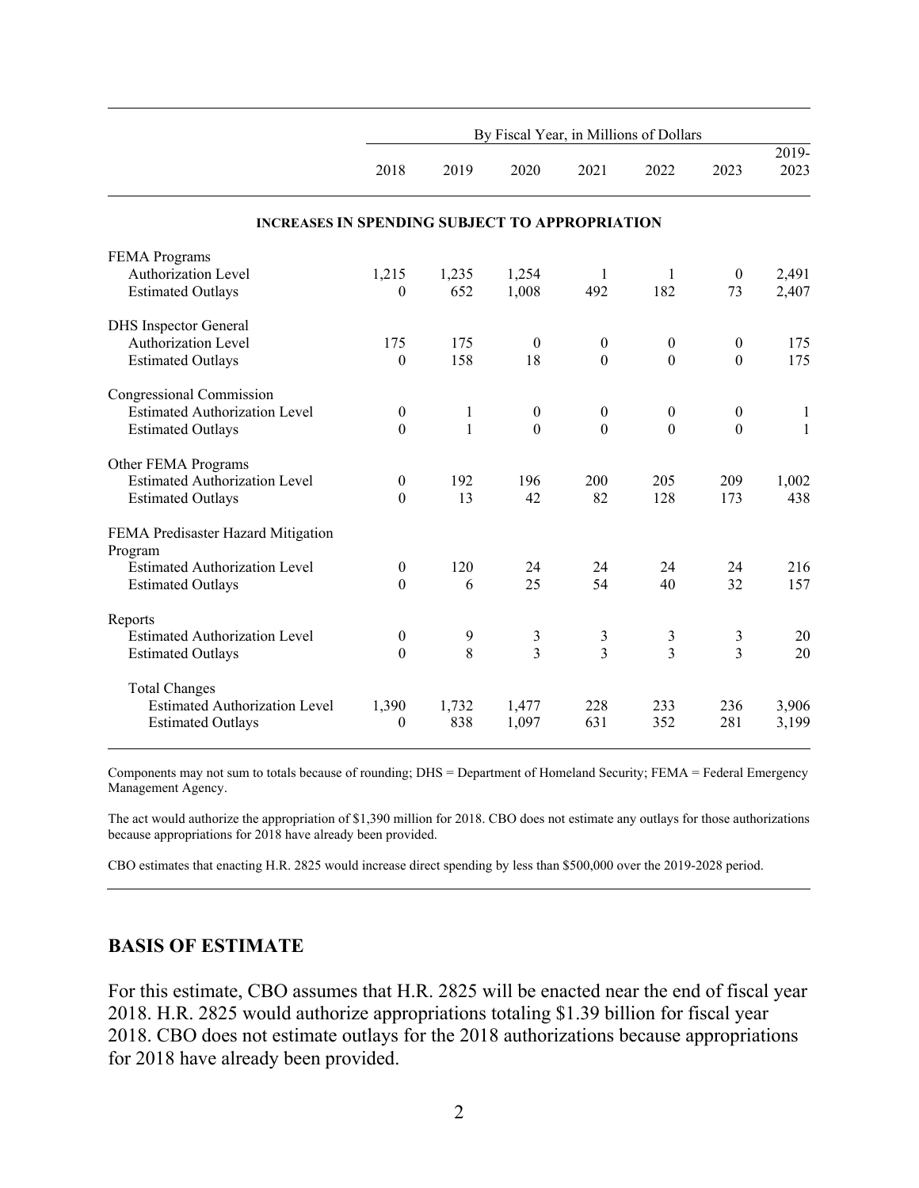| | By Fiscal Year, in Millions of Dollars | | | | | | |
|---|---|---|---|---|---|---|---|
| | 2018 | 2019 | 2020 | 2021 | 2022 | 2023 | 2019-2023 |
| **INCREASES IN SPENDING SUBJECT TO APPROPRIATION** | | | | | | | |
| FEMA Programs | | | | | | | |
| Authorization Level | 1,215 | 1,235 | 1,254 | 1 | 1 | 0 | 2,491 |
| Estimated Outlays | 0 | 652 | 1,008 | 492 | 182 | 73 | 2,407 |
| DHS Inspector General | | | | | | | |
| Authorization Level | 175 | 175 | 0 | 0 | 0 | 0 | 175 |
| Estimated Outlays | 0 | 158 | 18 | 0 | 0 | 0 | 175 |
| Congressional Commission | | | | | | | |
| Estimated Authorization Level | 0 | 1 | 0 | 0 | 0 | 0 | 1 |
| Estimated Outlays | 0 | 1 | 0 | 0 | 0 | 0 | 1 |
| Other FEMA Programs | | | | | | | |
| Estimated Authorization Level | 0 | 192 | 196 | 200 | 205 | 209 | 1,002 |
| Estimated Outlays | 0 | 13 | 42 | 82 | 128 | 173 | 438 |
| FEMA Predisaster Hazard Mitigation Program | | | | | | | |
| Estimated Authorization Level | 0 | 120 | 24 | 24 | 24 | 24 | 216 |
| Estimated Outlays | 0 | 6 | 25 | 54 | 40 | 32 | 157 |
| Reports | | | | | | | |
| Estimated Authorization Level | 0 | 9 | 3 | 3 | 3 | 3 | 20 |
| Estimated Outlays | 0 | 8 | 3 | 3 | 3 | 3 | 20 |
| Total Changes | | | | | | | |
| Estimated Authorization Level | 1,390 | 1,732 | 1,477 | 228 | 233 | 236 | 3,906 |
| Estimated Outlays | 0 | 838 | 1,097 | 631 | 352 | 281 | 3,199 |

Components may not sum to totals because of rounding; DHS = Department of Homeland Security; FEMA = Federal Emergency Management Agency.

The act would authorize the appropriation of $1,390 million for 2018. CBO does not estimate any outlays for those authorizations because appropriations for 2018 have already been provided.

CBO estimates that enacting H.R. 2825 would increase direct spending by less than $500,000 over the 2019-2028 period.

## BASIS OF ESTIMATE

For this estimate, CBO assumes that H.R. 2825 will be enacted near the end of fiscal year 2018. H.R. 2825 would authorize appropriations totaling $1.39 billion for fiscal year 2018. CBO does not estimate outlays for the 2018 authorizations because appropriations for 2018 have already been provided.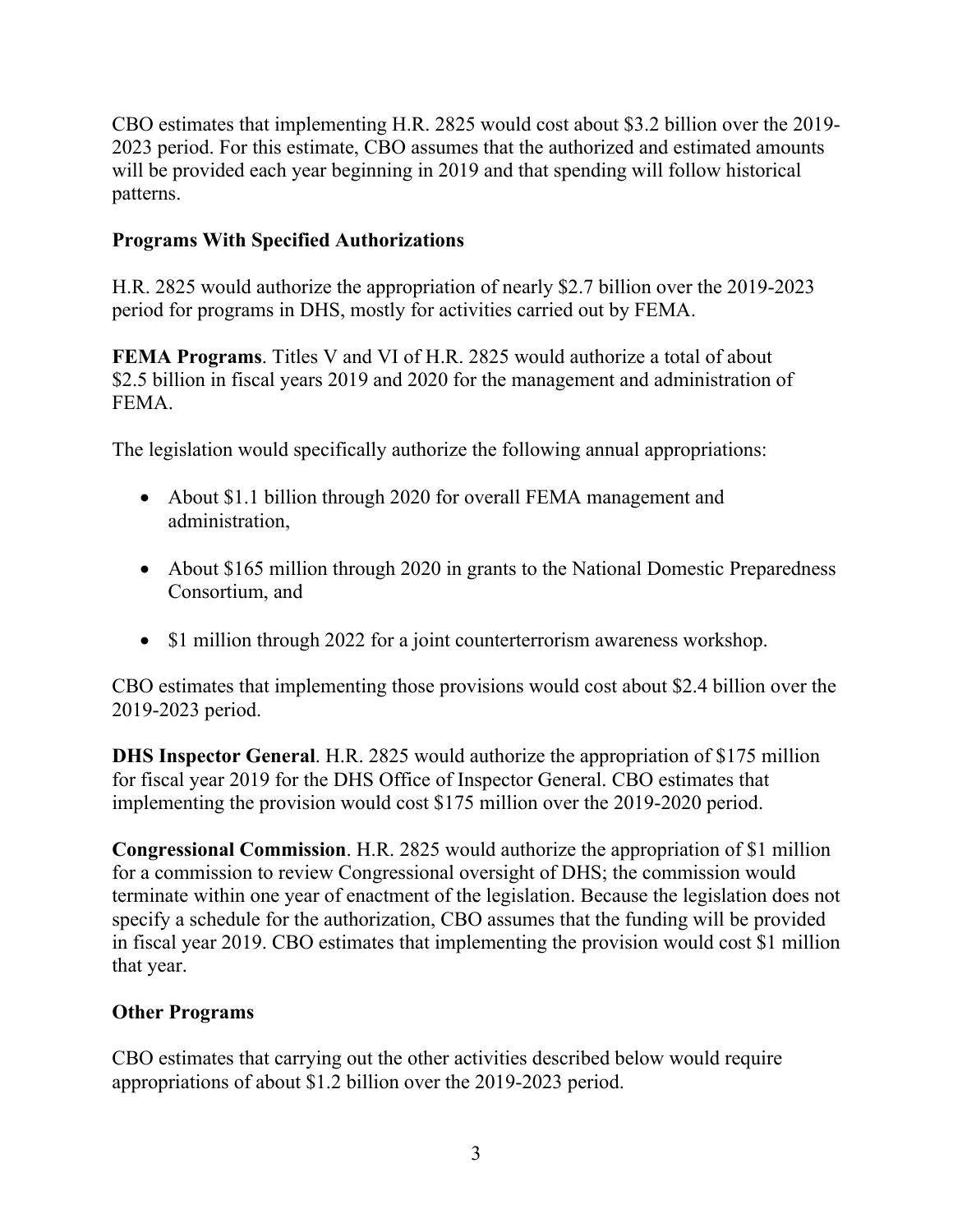CBO estimates that implementing H.R. 2825 would cost about $3.2 billion over the 2019-2023 period. For this estimate, CBO assumes that the authorized and estimated amounts will be provided each year beginning in 2019 and that spending will follow historical patterns.

**Programs With Specified Authorizations**

H.R. 2825 would authorize the appropriation of nearly $2.7 billion over the 2019-2023 period for programs in DHS, mostly for activities carried out by FEMA.

**FEMA Programs**. Titles V and VI of H.R. 2825 would authorize a total of about $2.5 billion in fiscal years 2019 and 2020 for the management and administration of FEMA.

The legislation would specifically authorize the following annual appropriations:

- About $1.1 billion through 2020 for overall FEMA management and administration,
- About $165 million through 2020 in grants to the National Domestic Preparedness Consortium, and
- $1 million through 2022 for a joint counterterrorism awareness workshop.

CBO estimates that implementing those provisions would cost about $2.4 billion over the 2019-2023 period.

**DHS Inspector General**. H.R. 2825 would authorize the appropriation of $175 million for fiscal year 2019 for the DHS Office of Inspector General. CBO estimates that implementing the provision would cost $175 million over the 2019-2020 period.

**Congressional Commission**. H.R. 2825 would authorize the appropriation of $1 million for a commission to review Congressional oversight of DHS; the commission would terminate within one year of enactment of the legislation. Because the legislation does not specify a schedule for the authorization, CBO assumes that the funding will be provided in fiscal year 2019. CBO estimates that implementing the provision would cost $1 million that year.

**Other Programs**

CBO estimates that carrying out the other activities described below would require appropriations of about $1.2 billion over the 2019-2023 period.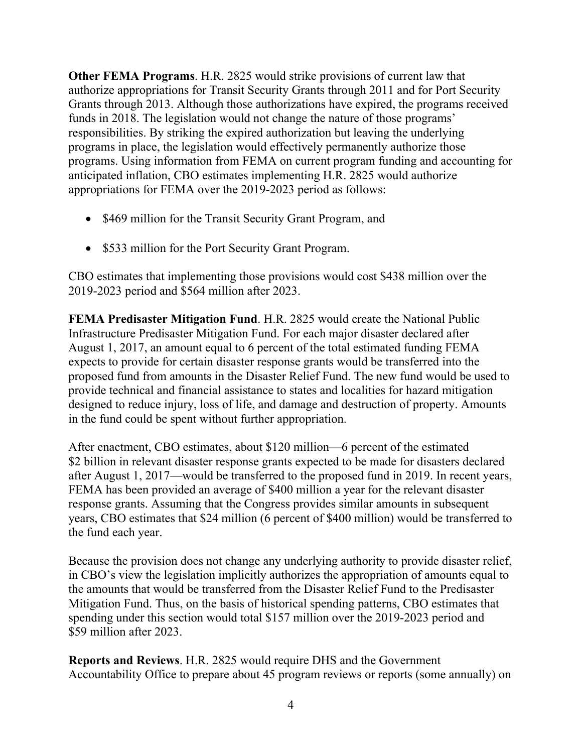**Other FEMA Programs**. H.R. 2825 would strike provisions of current law that authorize appropriations for Transit Security Grants through 2011 and for Port Security Grants through 2013. Although those authorizations have expired, the programs received funds in 2018. The legislation would not change the nature of those programs' responsibilities. By striking the expired authorization but leaving the underlying programs in place, the legislation would effectively permanently authorize those programs. Using information from FEMA on current program funding and accounting for anticipated inflation, CBO estimates implementing H.R. 2825 would authorize appropriations for FEMA over the 2019-2023 period as follows:

- $469 million for the Transit Security Grant Program, and
- $533 million for the Port Security Grant Program.

CBO estimates that implementing those provisions would cost $438 million over the 2019-2023 period and $564 million after 2023.

**FEMA Predisaster Mitigation Fund**. H.R. 2825 would create the National Public Infrastructure Predisaster Mitigation Fund. For each major disaster declared after August 1, 2017, an amount equal to 6 percent of the total estimated funding FEMA expects to provide for certain disaster response grants would be transferred into the proposed fund from amounts in the Disaster Relief Fund. The new fund would be used to provide technical and financial assistance to states and localities for hazard mitigation designed to reduce injury, loss of life, and damage and destruction of property. Amounts in the fund could be spent without further appropriation.

After enactment, CBO estimates, about $120 million—6 percent of the estimated $2 billion in relevant disaster response grants expected to be made for disasters declared after August 1, 2017—would be transferred to the proposed fund in 2019. In recent years, FEMA has been provided an average of $400 million a year for the relevant disaster response grants. Assuming that the Congress provides similar amounts in subsequent years, CBO estimates that $24 million (6 percent of $400 million) would be transferred to the fund each year.

Because the provision does not change any underlying authority to provide disaster relief, in CBO's view the legislation implicitly authorizes the appropriation of amounts equal to the amounts that would be transferred from the Disaster Relief Fund to the Predisaster Mitigation Fund. Thus, on the basis of historical spending patterns, CBO estimates that spending under this section would total $157 million over the 2019-2023 period and $59 million after 2023.

**Reports and Reviews**. H.R. 2825 would require DHS and the Government Accountability Office to prepare about 45 program reviews or reports (some annually) on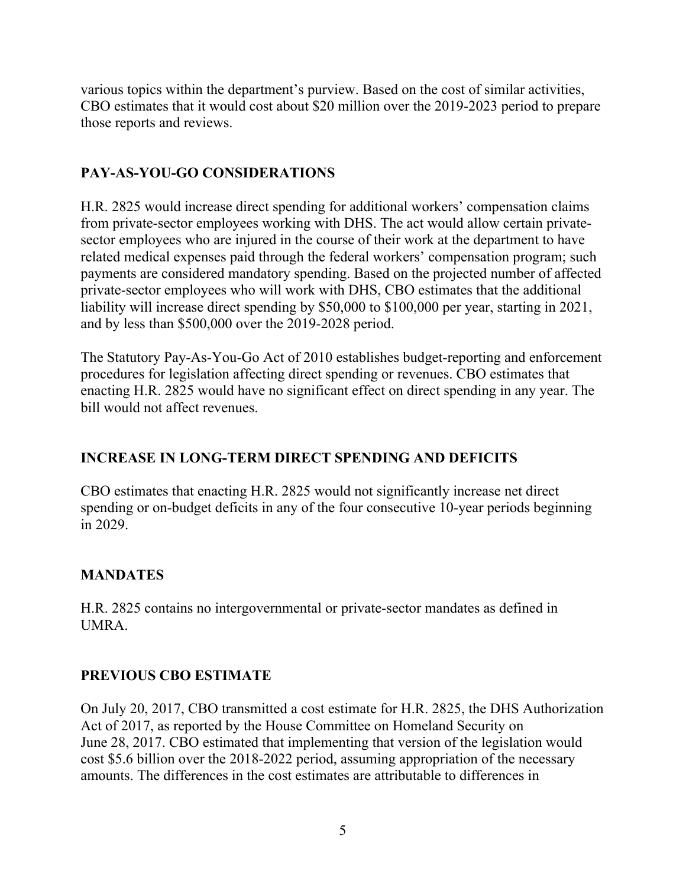various topics within the department's purview. Based on the cost of similar activities, CBO estimates that it would cost about $20 million over the 2019-2023 period to prepare those reports and reviews.

## PAY-AS-YOU-GO CONSIDERATIONS

H.R. 2825 would increase direct spending for additional workers' compensation claims from private-sector employees working with DHS. The act would allow certain private-sector employees who are injured in the course of their work at the department to have related medical expenses paid through the federal workers' compensation program; such payments are considered mandatory spending. Based on the projected number of affected private-sector employees who will work with DHS, CBO estimates that the additional liability will increase direct spending by $50,000 to $100,000 per year, starting in 2021, and by less than $500,000 over the 2019-2028 period.

The Statutory Pay-As-You-Go Act of 2010 establishes budget-reporting and enforcement procedures for legislation affecting direct spending or revenues. CBO estimates that enacting H.R. 2825 would have no significant effect on direct spending in any year. The bill would not affect revenues.

## INCREASE IN LONG-TERM DIRECT SPENDING AND DEFICITS

CBO estimates that enacting H.R. 2825 would not significantly increase net direct spending or on-budget deficits in any of the four consecutive 10-year periods beginning in 2029.

## MANDATES

H.R. 2825 contains no intergovernmental or private-sector mandates as defined in UMRA.

## PREVIOUS CBO ESTIMATE

On July 20, 2017, CBO transmitted a cost estimate for H.R. 2825, the DHS Authorization Act of 2017, as reported by the House Committee on Homeland Security on June 28, 2017. CBO estimated that implementing that version of the legislation would cost $5.6 billion over the 2018-2022 period, assuming appropriation of the necessary amounts. The differences in the cost estimates are attributable to differences in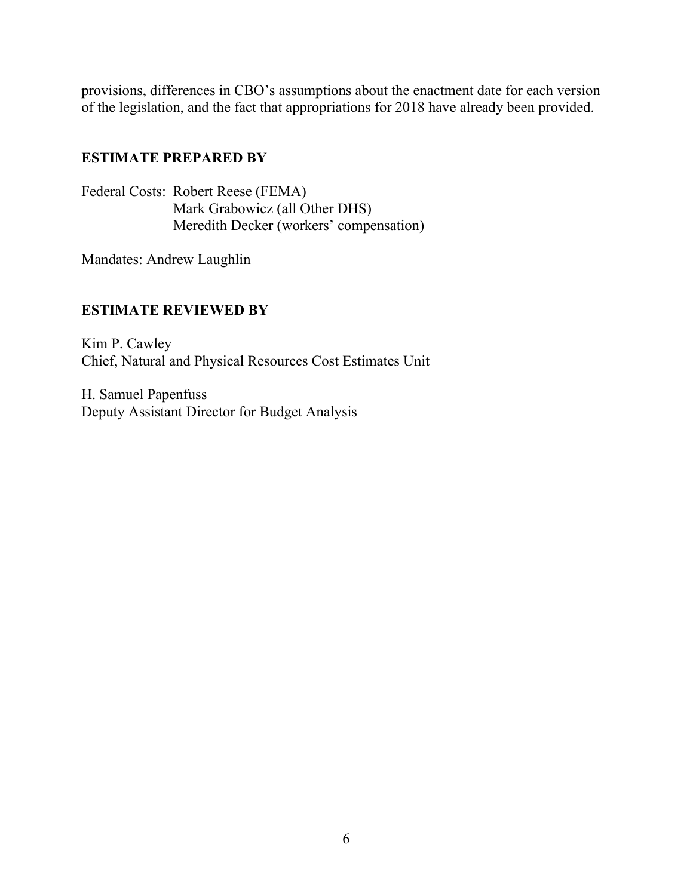provisions, differences in CBO's assumptions about the enactment date for each version of the legislation, and the fact that appropriations for 2018 have already been provided.

## ESTIMATE PREPARED BY

Federal Costs: Robert Reese (FEMA)
Mark Grabowicz (all Other DHS)
Meredith Decker (workers' compensation)

Mandates: Andrew Laughlin

## ESTIMATE REVIEWED BY

Kim P. Cawley
Chief, Natural and Physical Resources Cost Estimates Unit

H. Samuel Papenfuss
Deputy Assistant Director for Budget Analysis